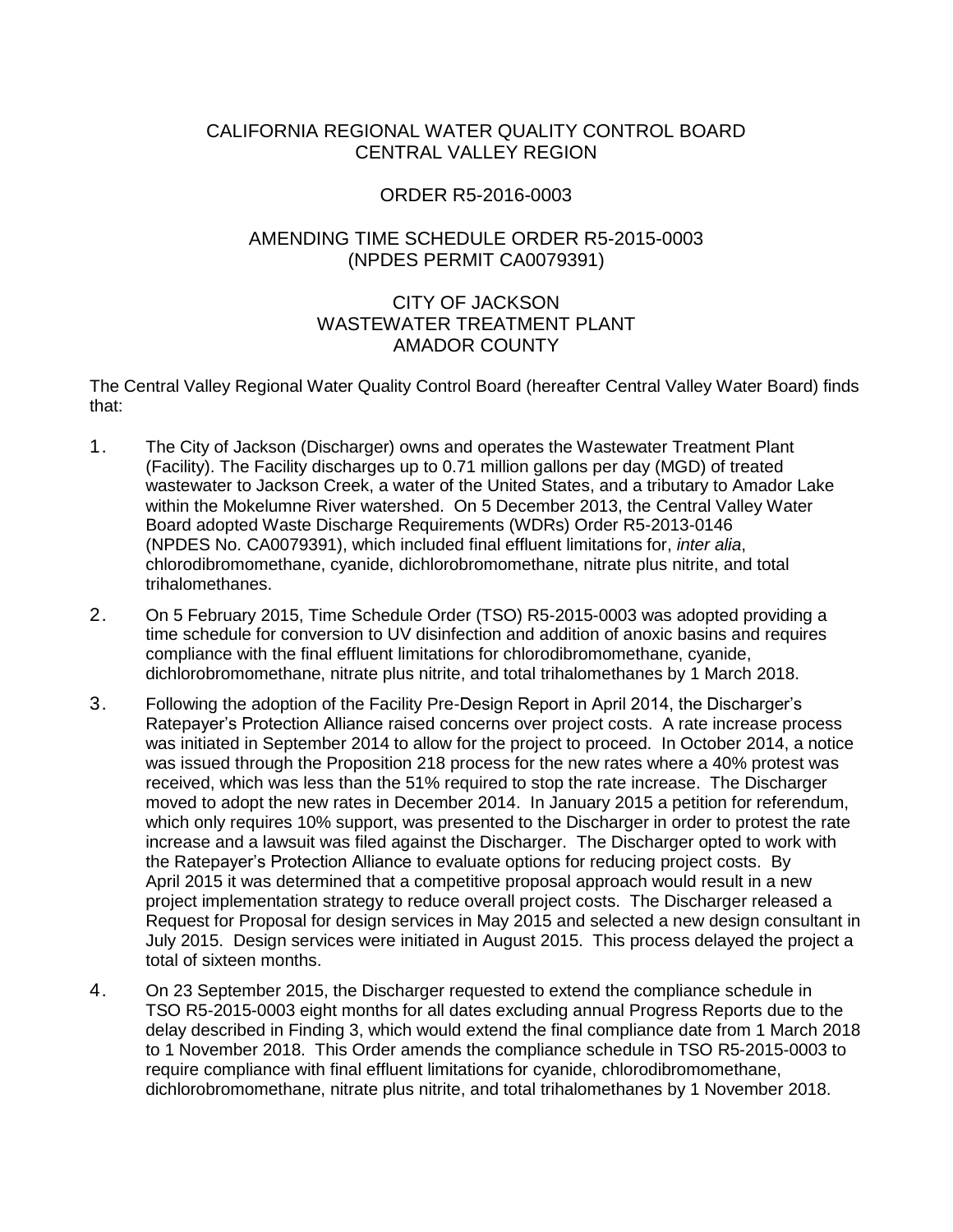# CALIFORNIA REGIONAL WATER QUALITY CONTROL BOARD
# CENTRAL VALLEY REGION

## ORDER R5-2016-0003

## AMENDING TIME SCHEDULE ORDER R5-2015-0003
## (NPDES PERMIT CA0079391)

## CITY OF JACKSON
## WASTEWATER TREATMENT PLANT
## AMADOR COUNTY

The Central Valley Regional Water Quality Control Board (hereafter Central Valley Water Board) finds that:

1. The City of Jackson (Discharger) owns and operates the Wastewater Treatment Plant (Facility). The Facility discharges up to 0.71 million gallons per day (MGD) of treated wastewater to Jackson Creek, a water of the United States, and a tributary to Amador Lake within the Mokelumne River watershed. On 5 December 2013, the Central Valley Water Board adopted Waste Discharge Requirements (WDRs) Order R5-2013-0146 (NPDES No. CA0079391), which included final effluent limitations for, *inter alia*, chlorodibromomethane, cyanide, dichlorobromomethane, nitrate plus nitrite, and total trihalomethanes.

2. On 5 February 2015, Time Schedule Order (TSO) R5-2015-0003 was adopted providing a time schedule for conversion to UV disinfection and addition of anoxic basins and requires compliance with the final effluent limitations for chlorodibromomethane, cyanide, dichlorobromomethane, nitrate plus nitrite, and total trihalomethanes by 1 March 2018.

3. Following the adoption of the Facility Pre-Design Report in April 2014, the Discharger's Ratepayer's Protection Alliance raised concerns over project costs. A rate increase process was initiated in September 2014 to allow for the project to proceed. In October 2014, a notice was issued through the Proposition 218 process for the new rates where a 40% protest was received, which was less than the 51% required to stop the rate increase. The Discharger moved to adopt the new rates in December 2014. In January 2015 a petition for referendum, which only requires 10% support, was presented to the Discharger in order to protest the rate increase and a lawsuit was filed against the Discharger. The Discharger opted to work with the Ratepayer's Protection Alliance to evaluate options for reducing project costs. By April 2015 it was determined that a competitive proposal approach would result in a new project implementation strategy to reduce overall project costs. The Discharger released a Request for Proposal for design services in May 2015 and selected a new design consultant in July 2015. Design services were initiated in August 2015. This process delayed the project a total of sixteen months.

4. On 23 September 2015, the Discharger requested to extend the compliance schedule in TSO R5-2015-0003 eight months for all dates excluding annual Progress Reports due to the delay described in Finding 3, which would extend the final compliance date from 1 March 2018 to 1 November 2018. This Order amends the compliance schedule in TSO R5-2015-0003 to require compliance with final effluent limitations for cyanide, chlorodibromomethane, dichlorobromomethane, nitrate plus nitrite, and total trihalomethanes by 1 November 2018.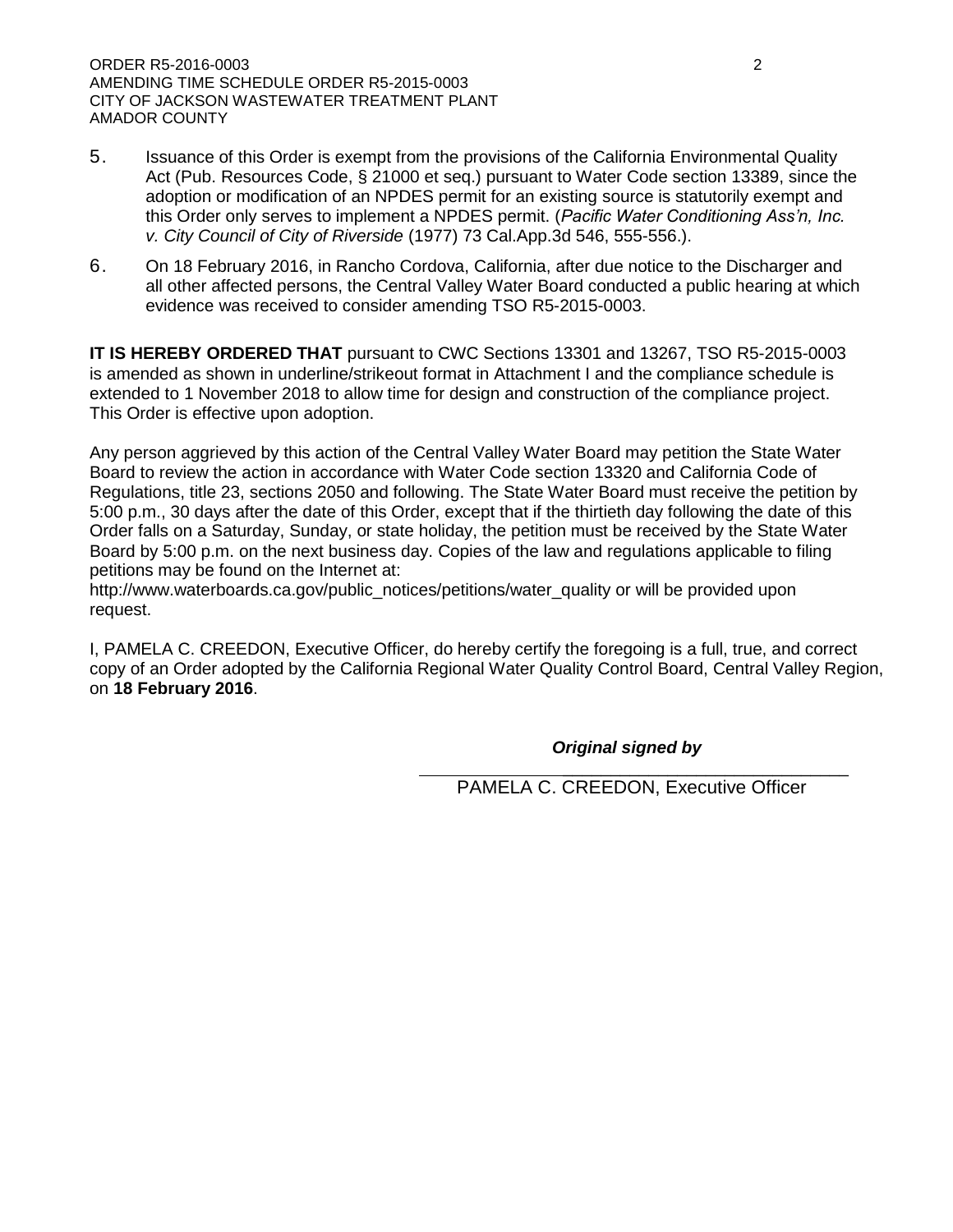5. Issuance of this Order is exempt from the provisions of the California Environmental Quality Act (Pub. Resources Code, § 21000 et seq.) pursuant to Water Code section 13389, since the adoption or modification of an NPDES permit for an existing source is statutorily exempt and this Order only serves to implement a NPDES permit. (*Pacific Water Conditioning Ass'n, Inc. v. City Council of City of Riverside* (1977) 73 Cal.App.3d 546, 555-556.).

6. On 18 February 2016, in Rancho Cordova, California, after due notice to the Discharger and all other affected persons, the Central Valley Water Board conducted a public hearing at which evidence was received to consider amending TSO R5-2015-0003.

**IT IS HEREBY ORDERED THAT** pursuant to CWC Sections 13301 and 13267, TSO R5-2015-0003 is amended as shown in underline/strikeout format in Attachment I and the compliance schedule is extended to 1 November 2018 to allow time for design and construction of the compliance project. This Order is effective upon adoption.

Any person aggrieved by this action of the Central Valley Water Board may petition the State Water Board to review the action in accordance with Water Code section 13320 and California Code of Regulations, title 23, sections 2050 and following. The State Water Board must receive the petition by 5:00 p.m., 30 days after the date of this Order, except that if the thirtieth day following the date of this Order falls on a Saturday, Sunday, or state holiday, the petition must be received by the State Water Board by 5:00 p.m. on the next business day. Copies of the law and regulations applicable to filing petitions may be found on the Internet at:
http://www.waterboards.ca.gov/public_notices/petitions/water_quality or will be provided upon request.

I, PAMELA C. CREEDON, Executive Officer, do hereby certify the foregoing is a full, true, and correct copy of an Order adopted by the California Regional Water Quality Control Board, Central Valley Region, on **18 February 2016**.

***Original signed by***

PAMELA C. CREEDON, Executive Officer